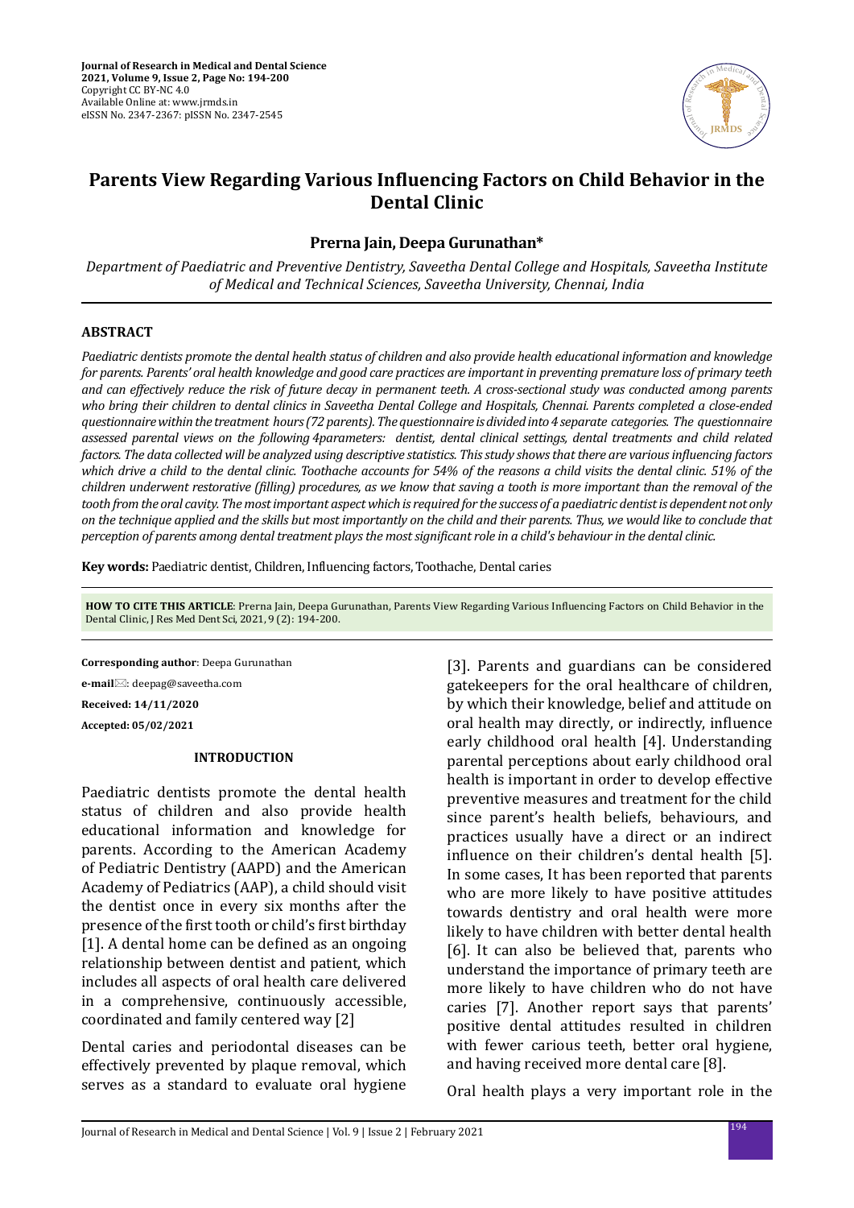Journal of Research in Medical and Dental Science
2021, Volume 9, Issue 2, Page No: 194-200
Copyright CC BY-NC 4.0
Available Online at: www.jrmds.in
eISSN No. 2347-2367: pISSN No. 2347-2545

# Parents View Regarding Various Influencing Factors on Child Behavior in the Dental Clinic

**Prerna Jain, Deepa Gurunathan***

*Department of Paediatric and Preventive Dentistry, Saveetha Dental College and Hospitals, Saveetha Institute of Medical and Technical Sciences, Saveetha University, Chennai, India*

## ABSTRACT

*Paediatric dentists promote the dental health status of children and also provide health educational information and knowledge for parents. Parents' oral health knowledge and good care practices are important in preventing premature loss of primary teeth and can effectively reduce the risk of future decay in permanent teeth. A cross-sectional study was conducted among parents who bring their children to dental clinics in Saveetha Dental College and Hospitals, Chennai. Parents completed a close-ended questionnaire within the treatment hours (72 parents). The questionnaire is divided into 4 separate categories. The questionnaire assessed parental views on the following 4parameters: dentist, dental clinical settings, dental treatments and child related factors. The data collected will be analyzed using descriptive statistics. This study shows that there are various influencing factors which drive a child to the dental clinic. Toothache accounts for 54% of the reasons a child visits the dental clinic. 51% of the children underwent restorative (filling) procedures, as we know that saving a tooth is more important than the removal of the tooth from the oral cavity. The most important aspect which is required for the success of a paediatric dentist is dependent not only on the technique applied and the skills but most importantly on the child and their parents. Thus, we would like to conclude that perception of parents among dental treatment plays the most significant role in a child's behaviour in the dental clinic.*

**Key words:** Paediatric dentist, Children, Influencing factors, Toothache, Dental caries

**HOW TO CITE THIS ARTICLE**: Prerna Jain, Deepa Gurunathan, Parents View Regarding Various Influencing Factors on Child Behavior in the Dental Clinic, J Res Med Dent Sci, 2021, 9 (2): 194-200.

**Corresponding author**: Deepa Gurunathan

**e-mail**: deepag@saveetha.com

**Received: 14/11/2020**

**Accepted: 05/02/2021**

## INTRODUCTION

Paediatric dentists promote the dental health status of children and also provide health educational information and knowledge for parents. According to the American Academy of Pediatric Dentistry (AAPD) and the American Academy of Pediatrics (AAP), a child should visit the dentist once in every six months after the presence of the first tooth or child's first birthday [1]. A dental home can be defined as an ongoing relationship between dentist and patient, which includes all aspects of oral health care delivered in a comprehensive, continuously accessible, coordinated and family centered way [2]

Dental caries and periodontal diseases can be effectively prevented by plaque removal, which serves as a standard to evaluate oral hygiene [3]. Parents and guardians can be considered gatekeepers for the oral healthcare of children, by which their knowledge, belief and attitude on oral health may directly, or indirectly, influence early childhood oral health [4]. Understanding parental perceptions about early childhood oral health is important in order to develop effective preventive measures and treatment for the child since parent's health beliefs, behaviours, and practices usually have a direct or an indirect influence on their children's dental health [5]. In some cases, It has been reported that parents who are more likely to have positive attitudes towards dentistry and oral health were more likely to have children with better dental health [6]. It can also be believed that, parents who understand the importance of primary teeth are more likely to have children who do not have caries [7]. Another report says that parents' positive dental attitudes resulted in children with fewer carious teeth, better oral hygiene, and having received more dental care [8].

Oral health plays a very important role in the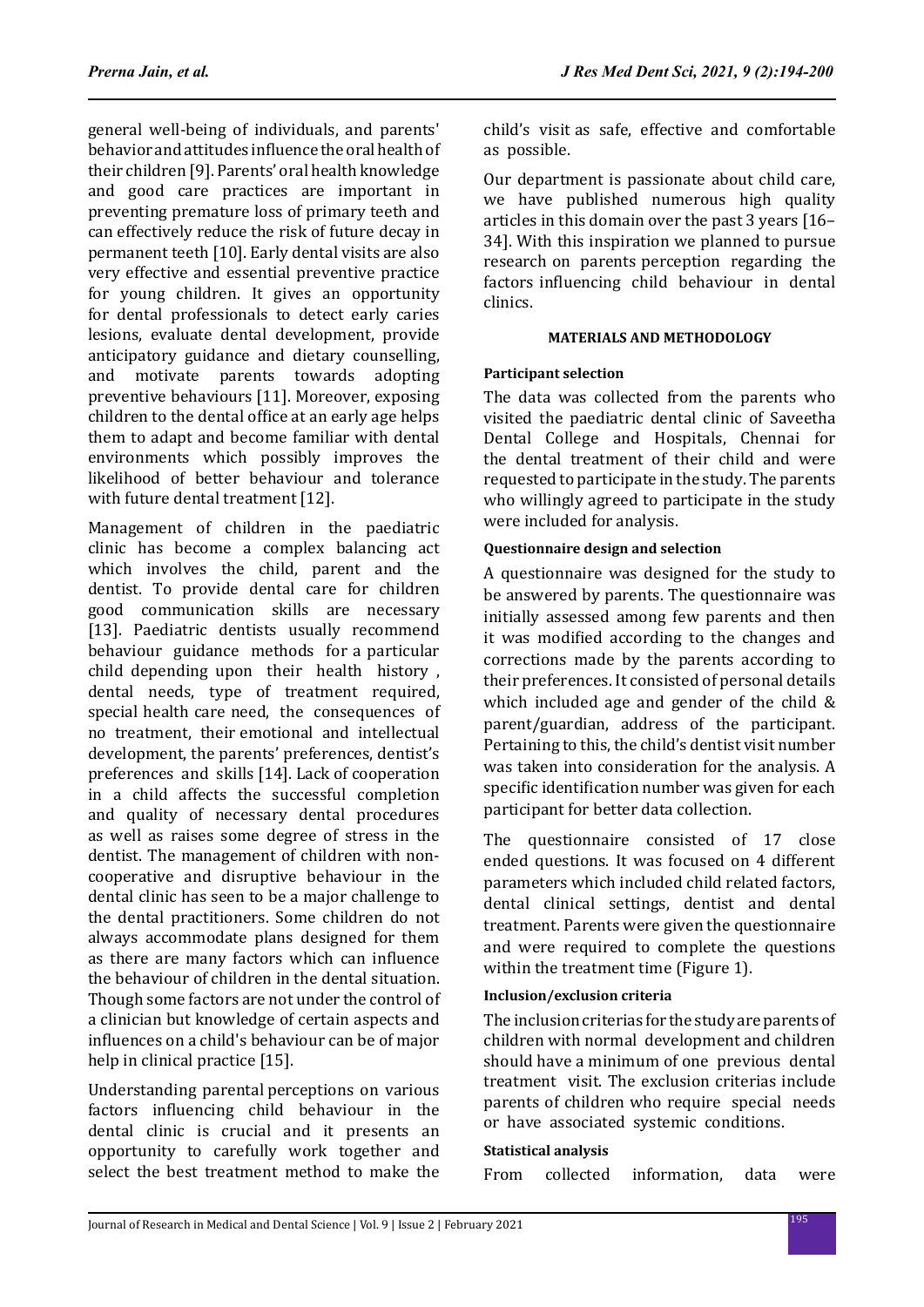general well-being of individuals, and parents' behavior and attitudes influence the oral health of their children [9]. Parents' oral health knowledge and good care practices are important in preventing premature loss of primary teeth and can effectively reduce the risk of future decay in permanent teeth [10]. Early dental visits are also very effective and essential preventive practice for young children. It gives an opportunity for dental professionals to detect early caries lesions, evaluate dental development, provide anticipatory guidance and dietary counselling, and motivate parents towards adopting preventive behaviours [11]. Moreover, exposing children to the dental office at an early age helps them to adapt and become familiar with dental environments which possibly improves the likelihood of better behaviour and tolerance with future dental treatment [12].

Management of children in the paediatric clinic has become a complex balancing act which involves the child, parent and the dentist. To provide dental care for children good communication skills are necessary [13]. Paediatric dentists usually recommend behaviour guidance methods for a particular child depending upon their health history , dental needs, type of treatment required, special health care need, the consequences of no treatment, their emotional and intellectual development, the parents' preferences, dentist's preferences and skills [14]. Lack of cooperation in a child affects the successful completion and quality of necessary dental procedures as well as raises some degree of stress in the dentist. The management of children with non-cooperative and disruptive behaviour in the dental clinic has seen to be a major challenge to the dental practitioners. Some children do not always accommodate plans designed for them as there are many factors which can influence the behaviour of children in the dental situation. Though some factors are not under the control of a clinician but knowledge of certain aspects and influences on a child's behaviour can be of major help in clinical practice [15].

Understanding parental perceptions on various factors influencing child behaviour in the dental clinic is crucial and it presents an opportunity to carefully work together and select the best treatment method to make the child's visit as safe, effective and comfortable as possible.

Our department is passionate about child care, we have published numerous high quality articles in this domain over the past 3 years [16–34]. With this inspiration we planned to pursue research on parents perception regarding the factors influencing child behaviour in dental clinics.

## MATERIALS AND METHODOLOGY

### Participant selection

The data was collected from the parents who visited the paediatric dental clinic of Saveetha Dental College and Hospitals, Chennai for the dental treatment of their child and were requested to participate in the study. The parents who willingly agreed to participate in the study were included for analysis.

### Questionnaire design and selection

A questionnaire was designed for the study to be answered by parents. The questionnaire was initially assessed among few parents and then it was modified according to the changes and corrections made by the parents according to their preferences. It consisted of personal details which included age and gender of the child & parent/guardian, address of the participant. Pertaining to this, the child's dentist visit number was taken into consideration for the analysis. A specific identification number was given for each participant for better data collection.

The questionnaire consisted of 17 close ended questions. It was focused on 4 different parameters which included child related factors, dental clinical settings, dentist and dental treatment. Parents were given the questionnaire and were required to complete the questions within the treatment time (Figure 1).

### Inclusion/exclusion criteria

The inclusion criterias for the study are parents of children with normal development and children should have a minimum of one previous dental treatment visit. The exclusion criterias include parents of children who require special needs or have associated systemic conditions.

### Statistical analysis

From collected information, data were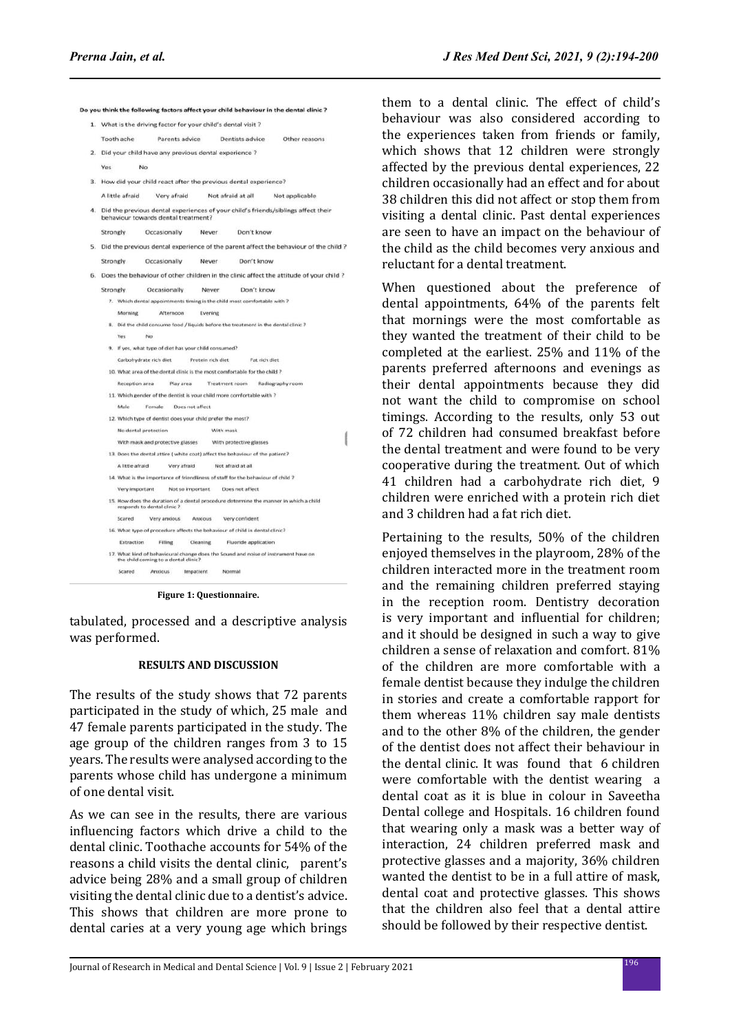Do you think the following factors affect your child behaviour in the dental clinic ?

1. What is the driving factor for your child's dental visit ?

   Tooth ache   Parents advice   Dentists advice   Other reasons

2. Did your child have any previous dental experience ?

   Yes   No

3. How did your child react after the previous dental experience?

   A little afraid   Very afraid   Not afraid at all   Not applicable

4. Did the previous dental experiences of your child's friends/siblings affect their behaviour towards dental treatment?

   Strongly   Occasionally   Never   Don't know

5. Did the previous dental experience of the parent affect the behaviour of the child ?

   Strongly   Occasionally   Never   Don't know

6. Does the behaviour of other children in the clinic affect the attitude of your child ?

   Strongly   Occasionally   Never   Don't know

7. Which dental appointments timing is the child most comfortable with ?

   Morning   Afternoon   Evening

8. Did the child consume food / liquids before the treatment in the dental clinic ?

   Yes   No

9. If yes, what type of diet has your child consumed?

   Carbohydrate rich diet   Protein rich diet   Fat rich diet

10. What area of the dental clinic is the most comfortable for the child ?

    Reception area   Play area   Treatment room   Radiography room

11. Which gender of the dentist is your child more comfortable with ?

    Male   Female   Does not affect

12. Which type of dentist does your child prefer the most?

    No dental protection   With mask   With mask and protective glasses   With protective glasses

13. Does the dental attire ( white coat) affect the behaviour of the patient?

    A little afraid   Very afraid   Not afraid at all

14. What is the importance of friendliness of staff for the behaviour of child ?

    Very important   Not so important   Does not affect

15. How does the duration of a dental procedure determine the manner in which a child responds to dental clinic ?

    Scared   Very anxious   Anxious   Very confident

16. What type of procedure affects the behaviour of child in dental clinic?

    Extraction   Filling   Cleaning   Fluoride application

17. What kind of behavioural change does the Sound and noise of instrument have on the child coming to a dental clinic?

    Scared   Anxious   Impatient   Normal

**Figure 1: Questionnaire.**

tabulated, processed and a descriptive analysis was performed.

## RESULTS AND DISCUSSION

The results of the study shows that 72 parents participated in the study of which, 25 male and 47 female parents participated in the study. The age group of the children ranges from 3 to 15 years. The results were analysed according to the parents whose child has undergone a minimum of one dental visit.

As we can see in the results, there are various influencing factors which drive a child to the dental clinic. Toothache accounts for 54% of the reasons a child visits the dental clinic, parent's advice being 28% and a small group of children visiting the dental clinic due to a dentist's advice. This shows that children are more prone to dental caries at a very young age which brings them to a dental clinic. The effect of child's behaviour was also considered according to the experiences taken from friends or family, which shows that 12 children were strongly affected by the previous dental experiences, 22 children occasionally had an effect and for about 38 children this did not affect or stop them from visiting a dental clinic. Past dental experiences are seen to have an impact on the behaviour of the child as the child becomes very anxious and reluctant for a dental treatment.

When questioned about the preference of dental appointments, 64% of the parents felt that mornings were the most comfortable as they wanted the treatment of their child to be completed at the earliest. 25% and 11% of the parents preferred afternoons and evenings as their dental appointments because they did not want the child to compromise on school timings. According to the results, only 53 out of 72 children had consumed breakfast before the dental treatment and were found to be very cooperative during the treatment. Out of which 41 children had a carbohydrate rich diet, 9 children were enriched with a protein rich diet and 3 children had a fat rich diet.

Pertaining to the results, 50% of the children enjoyed themselves in the playroom, 28% of the children interacted more in the treatment room and the remaining children preferred staying in the reception room. Dentistry decoration is very important and influential for children; and it should be designed in such a way to give children a sense of relaxation and comfort. 81% of the children are more comfortable with a female dentist because they indulge the children in stories and create a comfortable rapport for them whereas 11% children say male dentists and to the other 8% of the children, the gender of the dentist does not affect their behaviour in the dental clinic. It was found that 6 children were comfortable with the dentist wearing a dental coat as it is blue in colour in Saveetha Dental college and Hospitals. 16 children found that wearing only a mask was a better way of interaction, 24 children preferred mask and protective glasses and a majority, 36% children wanted the dentist to be in a full attire of mask, dental coat and protective glasses. This shows that the children also feel that a dental attire should be followed by their respective dentist.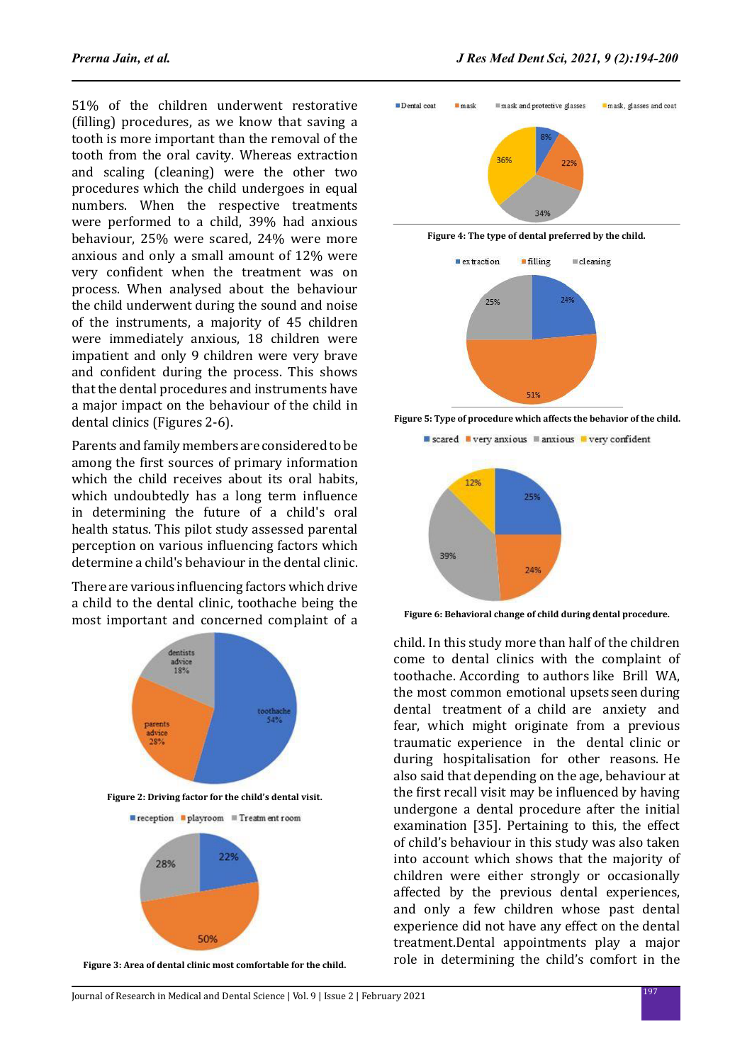51% of the children underwent restorative (filling) procedures, as we know that saving a tooth is more important than the removal of the tooth from the oral cavity. Whereas extraction and scaling (cleaning) were the other two procedures which the child undergoes in equal numbers. When the respective treatments were performed to a child, 39% had anxious behaviour, 25% were scared, 24% were more anxious and only a small amount of 12% were very confident when the treatment was on process. When analysed about the behaviour the child underwent during the sound and noise of the instruments, a majority of 45 children were immediately anxious, 18 children were impatient and only 9 children were very brave and confident during the process. This shows that the dental procedures and instruments have a major impact on the behaviour of the child in dental clinics (Figures 2-6).

Parents and family members are considered to be among the first sources of primary information which the child receives about its oral habits, which undoubtedly has a long term influence in determining the future of a child's oral health status. This pilot study assessed parental perception on various influencing factors which determine a child's behaviour in the dental clinic.

There are various influencing factors which drive a child to the dental clinic, toothache being the most important and concerned complaint of a child. In this study more than half of the children come to dental clinics with the complaint of toothache. According to authors like Brill WA, the most common emotional upsets seen during dental treatment of a child are anxiety and fear, which might originate from a previous traumatic experience in the dental clinic or during hospitalisation for other reasons. He also said that depending on the age, behaviour at the first recall visit may be influenced by having undergone a dental procedure after the initial examination [35]. Pertaining to this, the effect of child's behaviour in this study was also taken into account which shows that the majority of children were either strongly or occasionally affected by the previous dental experiences, and only a few children whose past dental experience did not have any effect on the dental treatment.Dental appointments play a major role in determining the child's comfort in the

**Figure 2: Driving factor for the child's dental visit.**

**Figure 3: Area of dental clinic most comfortable for the child.**

**Figure 4: The type of dental preferred by the child.**

**Figure 5: Type of procedure which affects the behavior of the child.**

**Figure 6: Behavioral change of child during dental procedure.**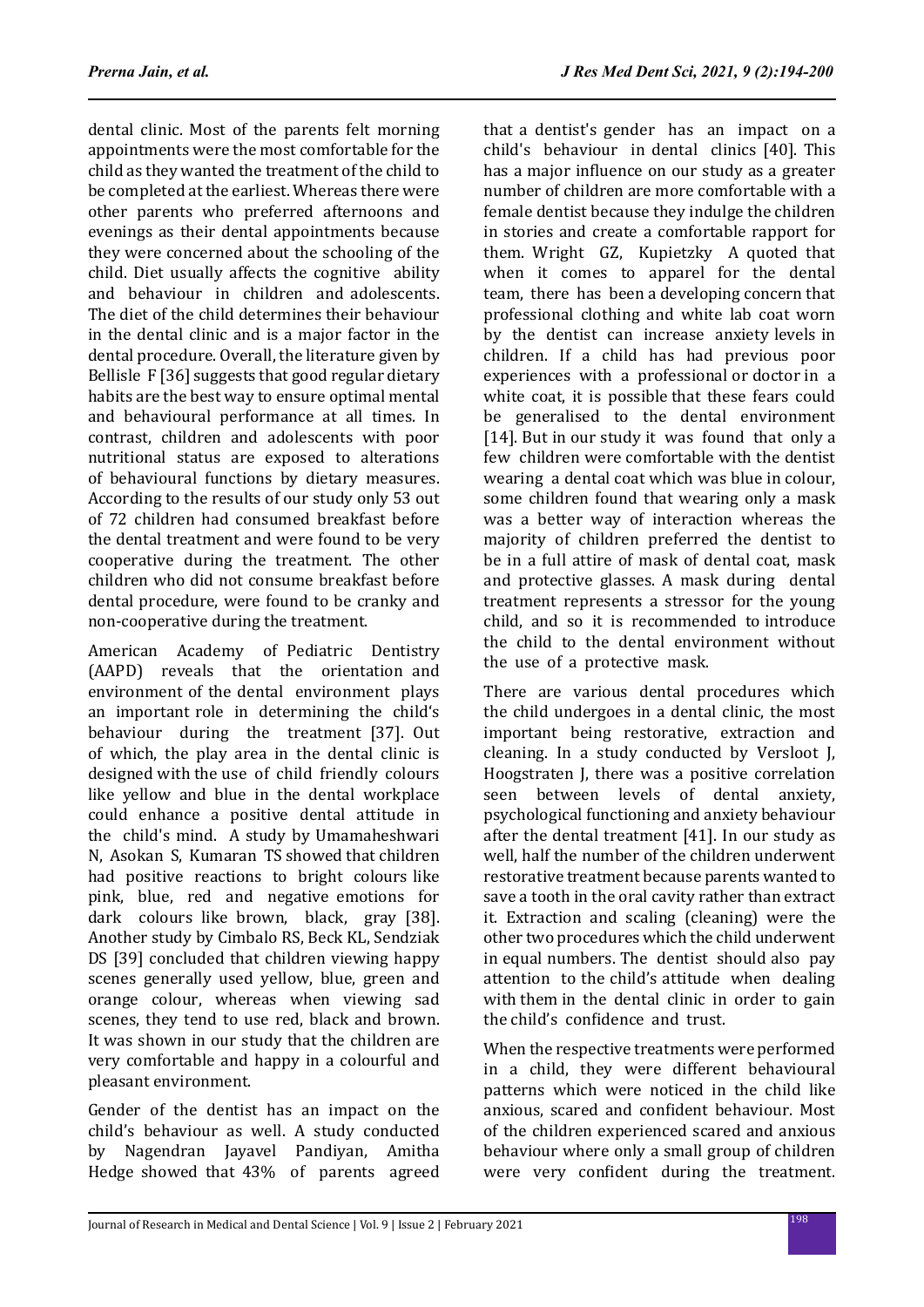dental clinic. Most of the parents felt morning appointments were the most comfortable for the child as they wanted the treatment of the child to be completed at the earliest. Whereas there were other parents who preferred afternoons and evenings as their dental appointments because they were concerned about the schooling of the child. Diet usually affects the cognitive ability and behaviour in children and adolescents. The diet of the child determines their behaviour in the dental clinic and is a major factor in the dental procedure. Overall, the literature given by Bellisle F [36] suggests that good regular dietary habits are the best way to ensure optimal mental and behavioural performance at all times. In contrast, children and adolescents with poor nutritional status are exposed to alterations of behavioural functions by dietary measures. According to the results of our study only 53 out of 72 children had consumed breakfast before the dental treatment and were found to be very cooperative during the treatment. The other children who did not consume breakfast before dental procedure, were found to be cranky and non-cooperative during the treatment.

American Academy of Pediatric Dentistry (AAPD) reveals that the orientation and environment of the dental environment plays an important role in determining the child's behaviour during the treatment [37]. Out of which, the play area in the dental clinic is designed with the use of child friendly colours like yellow and blue in the dental workplace could enhance a positive dental attitude in the child's mind. A study by Umamaheshwari N, Asokan S, Kumaran TS showed that children had positive reactions to bright colours like pink, blue, red and negative emotions for dark colours like brown, black, gray [38]. Another study by Cimbalo RS, Beck KL, Sendziak DS [39] concluded that children viewing happy scenes generally used yellow, blue, green and orange colour, whereas when viewing sad scenes, they tend to use red, black and brown. It was shown in our study that the children are very comfortable and happy in a colourful and pleasant environment.

Gender of the dentist has an impact on the child's behaviour as well. A study conducted by Nagendran Jayavel Pandiyan, Amitha Hedge showed that 43% of parents agreed that a dentist's gender has an impact on a child's behaviour in dental clinics [40]. This has a major influence on our study as a greater number of children are more comfortable with a female dentist because they indulge the children in stories and create a comfortable rapport for them. Wright GZ, Kupietzky A quoted that when it comes to apparel for the dental team, there has been a developing concern that professional clothing and white lab coat worn by the dentist can increase anxiety levels in children. If a child has had previous poor experiences with a professional or doctor in a white coat, it is possible that these fears could be generalised to the dental environment [14]. But in our study it was found that only a few children were comfortable with the dentist wearing a dental coat which was blue in colour, some children found that wearing only a mask was a better way of interaction whereas the majority of children preferred the dentist to be in a full attire of mask of dental coat, mask and protective glasses. A mask during dental treatment represents a stressor for the young child, and so it is recommended to introduce the child to the dental environment without the use of a protective mask.

There are various dental procedures which the child undergoes in a dental clinic, the most important being restorative, extraction and cleaning. In a study conducted by Versloot J, Hoogstraten J, there was a positive correlation seen between levels of dental anxiety, psychological functioning and anxiety behaviour after the dental treatment [41]. In our study as well, half the number of the children underwent restorative treatment because parents wanted to save a tooth in the oral cavity rather than extract it. Extraction and scaling (cleaning) were the other two procedures which the child underwent in equal numbers. The dentist should also pay attention to the child's attitude when dealing with them in the dental clinic in order to gain the child's confidence and trust.

When the respective treatments were performed in a child, they were different behavioural patterns which were noticed in the child like anxious, scared and confident behaviour. Most of the children experienced scared and anxious behaviour where only a small group of children were very confident during the treatment.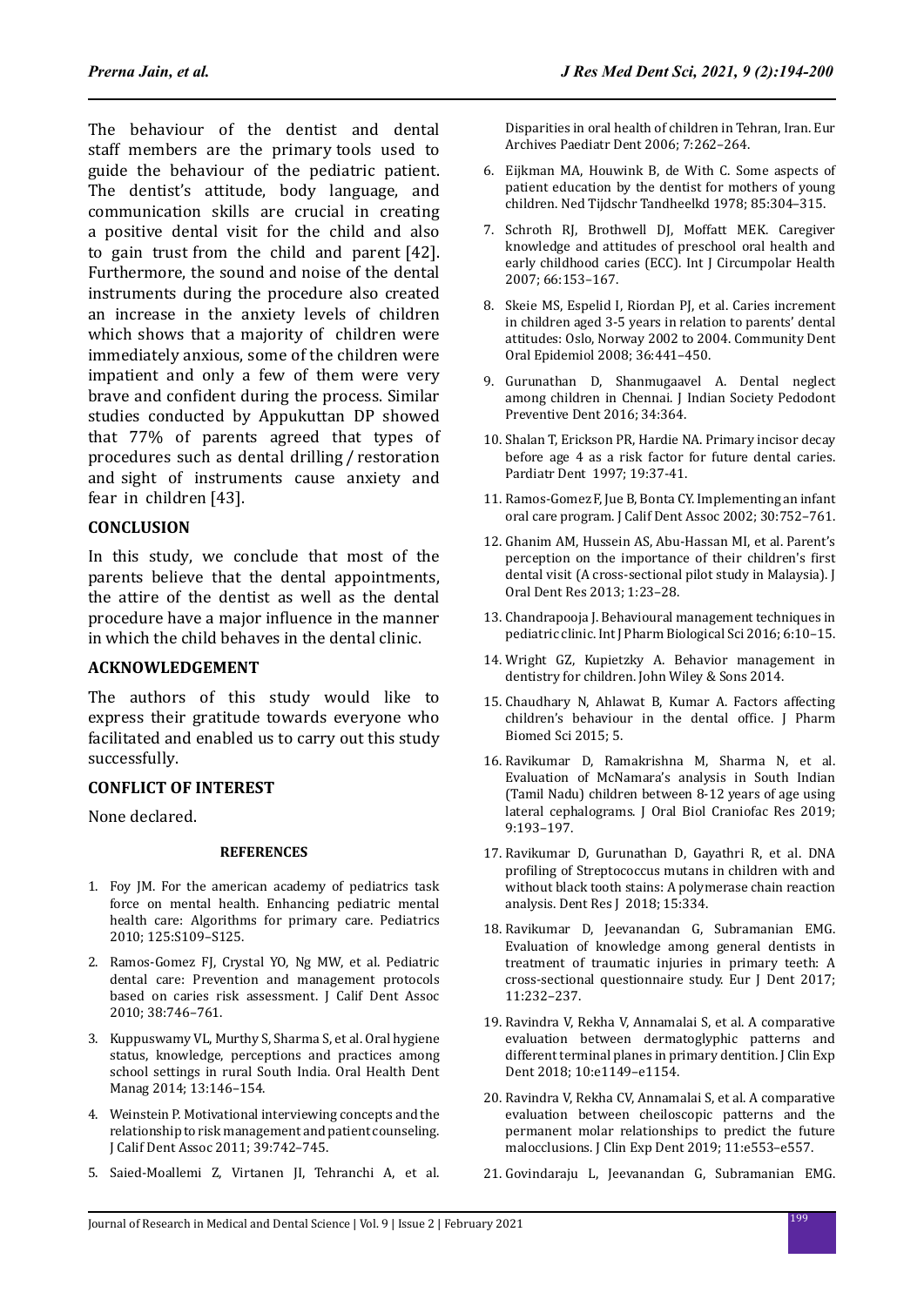The behaviour of the dentist and dental staff members are the primary tools used to guide the behaviour of the pediatric patient. The dentist's attitude, body language, and communication skills are crucial in creating a positive dental visit for the child and also to gain trust from the child and parent [42]. Furthermore, the sound and noise of the dental instruments during the procedure also created an increase in the anxiety levels of children which shows that a majority of children were immediately anxious, some of the children were impatient and only a few of them were very brave and confident during the process. Similar studies conducted by Appukuttan DP showed that 77% of parents agreed that types of procedures such as dental drilling / restoration and sight of instruments cause anxiety and fear in children [43].

## CONCLUSION

In this study, we conclude that most of the parents believe that the dental appointments, the attire of the dentist as well as the dental procedure have a major influence in the manner in which the child behaves in the dental clinic.

## ACKNOWLEDGEMENT

The authors of this study would like to express their gratitude towards everyone who facilitated and enabled us to carry out this study successfully.

## CONFLICT OF INTEREST

None declared.

## REFERENCES

1. Foy JM. For the american academy of pediatrics task force on mental health. Enhancing pediatric mental health care: Algorithms for primary care. Pediatrics 2010; 125:S109–S125.
2. Ramos-Gomez FJ, Crystal YO, Ng MW, et al. Pediatric dental care: Prevention and management protocols based on caries risk assessment. J Calif Dent Assoc 2010; 38:746–761.
3. Kuppuswamy VL, Murthy S, Sharma S, et al. Oral hygiene status, knowledge, perceptions and practices among school settings in rural South India. Oral Health Dent Manag 2014; 13:146–154.
4. Weinstein P. Motivational interviewing concepts and the relationship to risk management and patient counseling. J Calif Dent Assoc 2011; 39:742–745.
5. Saied-Moallemi Z, Virtanen JI, Tehranchi A, et al. Disparities in oral health of children in Tehran, Iran. Eur Archives Paediatr Dent 2006; 7:262–264.
6. Eijkman MA, Houwink B, de With C. Some aspects of patient education by the dentist for mothers of young children. Ned Tijdschr Tandheelkd 1978; 85:304–315.
7. Schroth RJ, Brothwell DJ, Moffatt MEK. Caregiver knowledge and attitudes of preschool oral health and early childhood caries (ECC). Int J Circumpolar Health 2007; 66:153–167.
8. Skeie MS, Espelid I, Riordan PJ, et al. Caries increment in children aged 3-5 years in relation to parents' dental attitudes: Oslo, Norway 2002 to 2004. Community Dent Oral Epidemiol 2008; 36:441–450.
9. Gurunathan D, Shanmugaavel A. Dental neglect among children in Chennai. J Indian Society Pedodont Preventive Dent 2016; 34:364.
10. Shalan T, Erickson PR, Hardie NA. Primary incisor decay before age 4 as a risk factor for future dental caries. Pardiatr Dent 1997; 19:37-41.
11. Ramos-Gomez F, Jue B, Bonta CY. Implementing an infant oral care program. J Calif Dent Assoc 2002; 30:752–761.
12. Ghanim AM, Hussein AS, Abu-Hassan MI, et al. Parent's perception on the importance of their children's first dental visit (A cross-sectional pilot study in Malaysia). J Oral Dent Res 2013; 1:23–28.
13. Chandrapooja J. Behavioural management techniques in pediatric clinic. Int J Pharm Biological Sci 2016; 6:10–15.
14. Wright GZ, Kupietzky A. Behavior management in dentistry for children. John Wiley & Sons 2014.
15. Chaudhary N, Ahlawat B, Kumar A. Factors affecting children's behaviour in the dental office. J Pharm Biomed Sci 2015; 5.
16. Ravikumar D, Ramakrishna M, Sharma N, et al. Evaluation of McNamara's analysis in South Indian (Tamil Nadu) children between 8-12 years of age using lateral cephalograms. J Oral Biol Craniofac Res 2019; 9:193–197.
17. Ravikumar D, Gurunathan D, Gayathri R, et al. DNA profiling of Streptococcus mutans in children with and without black tooth stains: A polymerase chain reaction analysis. Dent Res J 2018; 15:334.
18. Ravikumar D, Jeevanandan G, Subramanian EMG. Evaluation of knowledge among general dentists in treatment of traumatic injuries in primary teeth: A cross-sectional questionnaire study. Eur J Dent 2017; 11:232–237.
19. Ravindra V, Rekha V, Annamalai S, et al. A comparative evaluation between dermatoglyphic patterns and different terminal planes in primary dentition. J Clin Exp Dent 2018; 10:e1149–e1154.
20. Ravindra V, Rekha CV, Annamalai S, et al. A comparative evaluation between cheiloscopic patterns and the permanent molar relationships to predict the future malocclusions. J Clin Exp Dent 2019; 11:e553–e557.
21. Govindaraju L, Jeevanandan G, Subramanian EMG.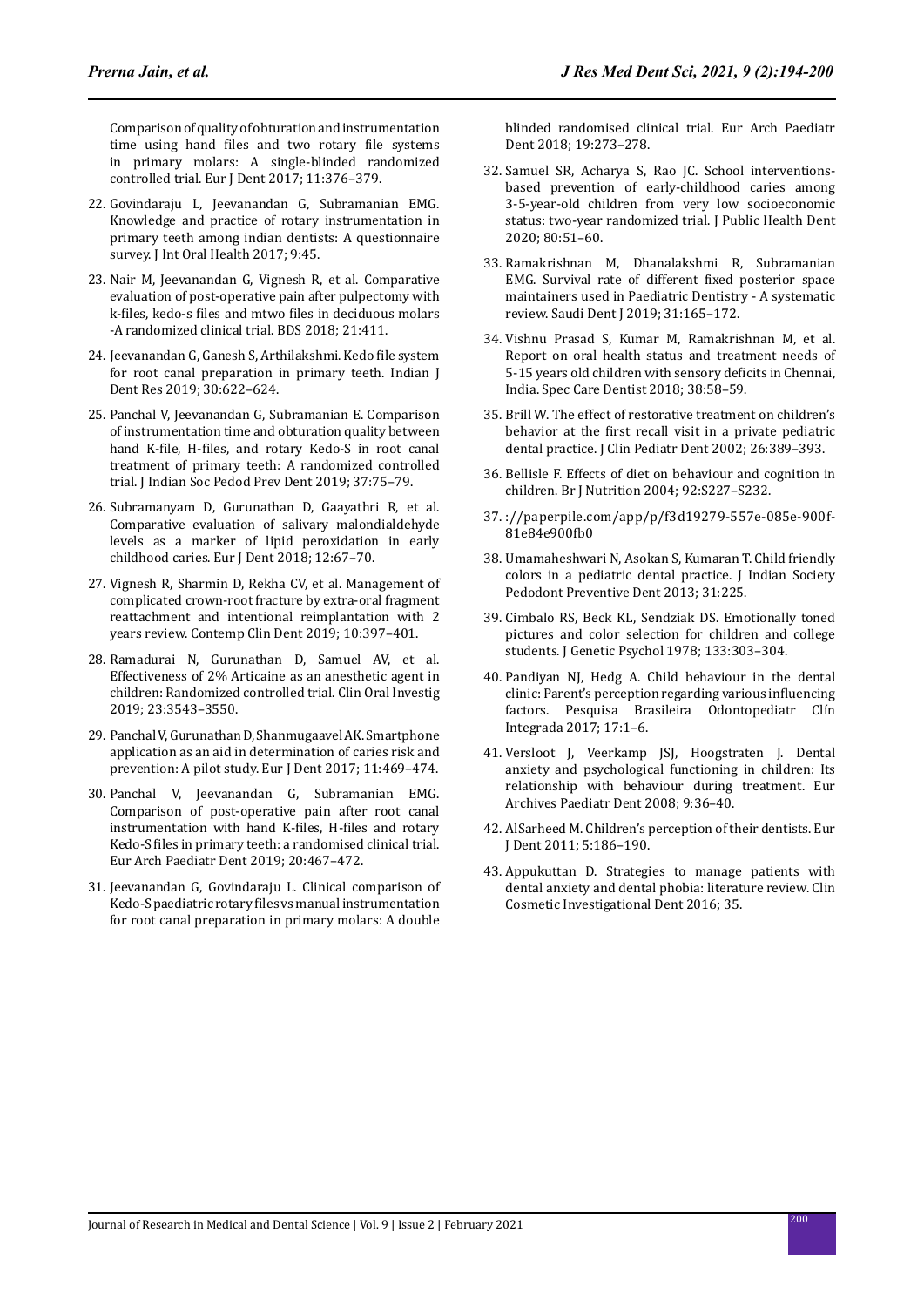Comparison of quality of obturation and instrumentation time using hand files and two rotary file systems in primary molars: A single-blinded randomized controlled trial. Eur J Dent 2017; 11:376–379.

22. Govindaraju L, Jeevanandan G, Subramanian EMG. Knowledge and practice of rotary instrumentation in primary teeth among indian dentists: A questionnaire survey. J Int Oral Health 2017; 9:45.

23. Nair M, Jeevanandan G, Vignesh R, et al. Comparative evaluation of post-operative pain after pulpectomy with k-files, kedo-s files and mtwo files in deciduous molars -A randomized clinical trial. BDS 2018; 21:411.

24. Jeevanandan G, Ganesh S, Arthilakshmi. Kedo file system for root canal preparation in primary teeth. Indian J Dent Res 2019; 30:622–624.

25. Panchal V, Jeevanandan G, Subramanian E. Comparison of instrumentation time and obturation quality between hand K-file, H-files, and rotary Kedo-S in root canal treatment of primary teeth: A randomized controlled trial. J Indian Soc Pedod Prev Dent 2019; 37:75–79.

26. Subramanyam D, Gurunathan D, Gaayathri R, et al. Comparative evaluation of salivary malondialdehyde levels as a marker of lipid peroxidation in early childhood caries. Eur J Dent 2018; 12:67–70.

27. Vignesh R, Sharmin D, Rekha CV, et al. Management of complicated crown-root fracture by extra-oral fragment reattachment and intentional reimplantation with 2 years review. Contemp Clin Dent 2019; 10:397–401.

28. Ramadurai N, Gurunathan D, Samuel AV, et al. Effectiveness of 2% Articaine as an anesthetic agent in children: Randomized controlled trial. Clin Oral Investig 2019; 23:3543–3550.

29. Panchal V, Gurunathan D, Shanmugaavel AK. Smartphone application as an aid in determination of caries risk and prevention: A pilot study. Eur J Dent 2017; 11:469–474.

30. Panchal V, Jeevanandan G, Subramanian EMG. Comparison of post-operative pain after root canal instrumentation with hand K-files, H-files and rotary Kedo-S files in primary teeth: a randomised clinical trial. Eur Arch Paediatr Dent 2019; 20:467–472.

31. Jeevanandan G, Govindaraju L. Clinical comparison of Kedo-S paediatric rotary files vs manual instrumentation for root canal preparation in primary molars: A double blinded randomised clinical trial. Eur Arch Paediatr Dent 2018; 19:273–278.

32. Samuel SR, Acharya S, Rao JC. School interventions-based prevention of early-childhood caries among 3-5-year-old children from very low socioeconomic status: two-year randomized trial. J Public Health Dent 2020; 80:51–60.

33. Ramakrishnan M, Dhanalakshmi R, Subramanian EMG. Survival rate of different fixed posterior space maintainers used in Paediatric Dentistry - A systematic review. Saudi Dent J 2019; 31:165–172.

34. Vishnu Prasad S, Kumar M, Ramakrishnan M, et al. Report on oral health status and treatment needs of 5-15 years old children with sensory deficits in Chennai, India. Spec Care Dentist 2018; 38:58–59.

35. Brill W. The effect of restorative treatment on children's behavior at the first recall visit in a private pediatric dental practice. J Clin Pediatr Dent 2002; 26:389–393.

36. Bellisle F. Effects of diet on behaviour and cognition in children. Br J Nutrition 2004; 92:S227–S232.

37. ://paperpile.com/app/p/f3d19279-557e-085e-900f-81e84e900fb0

38. Umamaheshwari N, Asokan S, Kumaran T. Child friendly colors in a pediatric dental practice. J Indian Society Pedodont Preventive Dent 2013; 31:225.

39. Cimbalo RS, Beck KL, Sendziak DS. Emotionally toned pictures and color selection for children and college students. J Genetic Psychol 1978; 133:303–304.

40. Pandiyan NJ, Hedg A. Child behaviour in the dental clinic: Parent's perception regarding various influencing factors. Pesquisa Brasileira Odontopediatr Clín Integrada 2017; 17:1–6.

41. Versloot J, Veerkamp JSJ, Hoogstraten J. Dental anxiety and psychological functioning in children: Its relationship with behaviour during treatment. Eur Archives Paediatr Dent 2008; 9:36–40.

42. AlSarheed M. Children's perception of their dentists. Eur J Dent 2011; 5:186–190.

43. Appukuttan D. Strategies to manage patients with dental anxiety and dental phobia: literature review. Clin Cosmetic Investigational Dent 2016; 35.